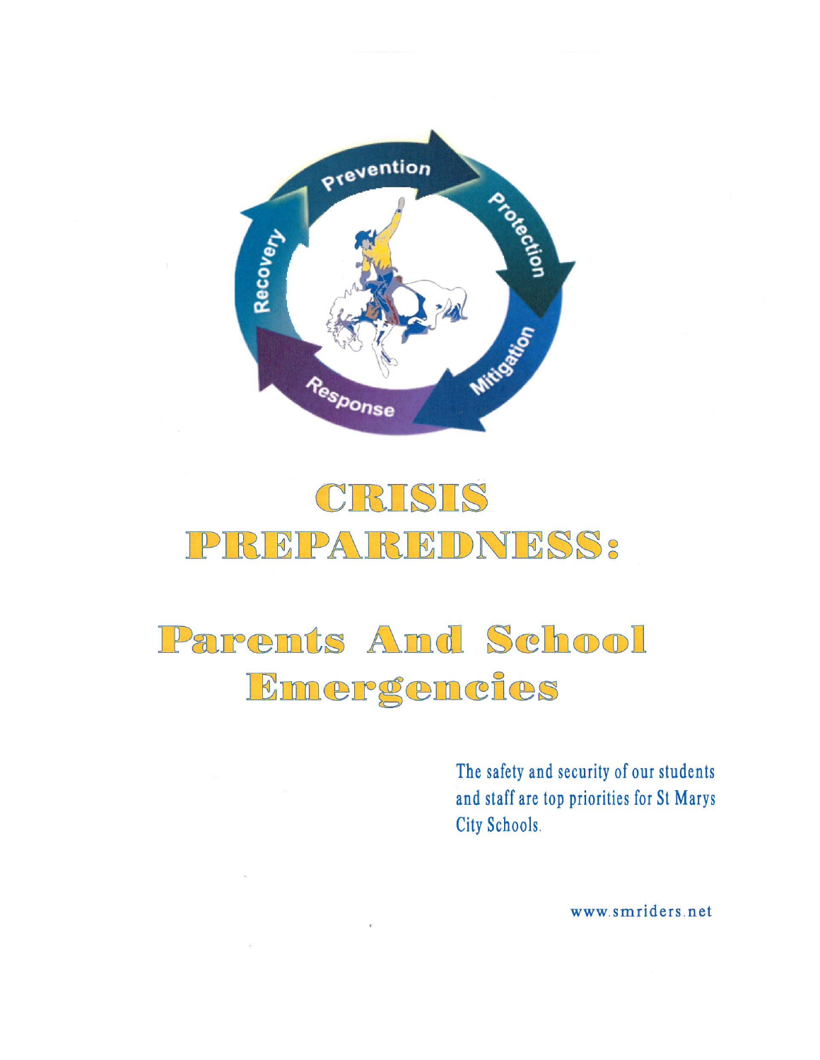Prevention

Protection

Mitigation

Response

Recovery

# CRISIS PREPAREDNESS:

# Parents And School Emergencies

The safety and security of our students and staff are top priorities for St Marys City Schools.

www.smriders.net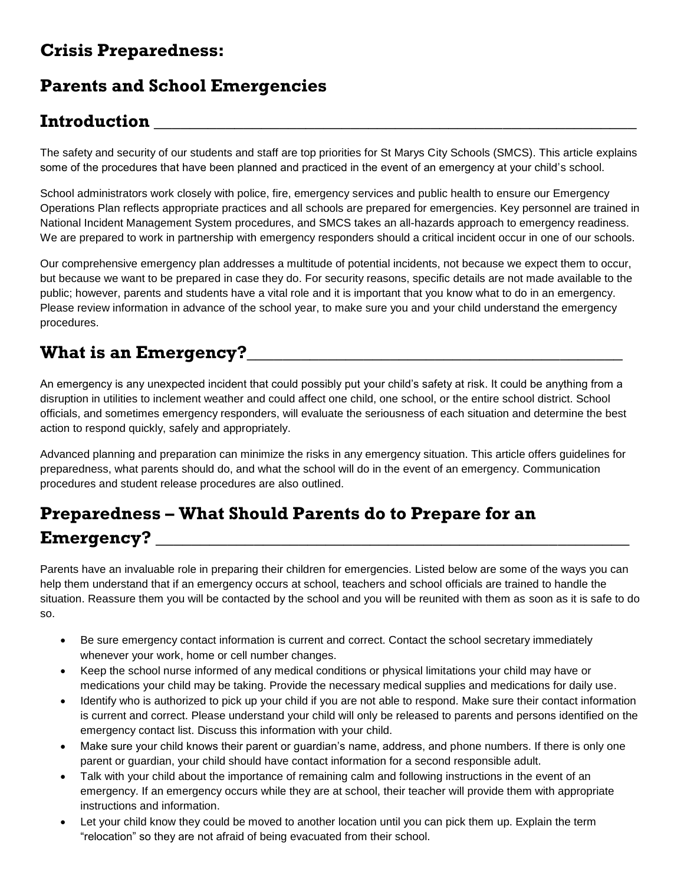# Crisis Preparedness:

# Parents and School Emergencies

## Introduction

The safety and security of our students and staff are top priorities for St Marys City Schools (SMCS). This article explains some of the procedures that have been planned and practiced in the event of an emergency at your child's school.

School administrators work closely with police, fire, emergency services and public health to ensure our Emergency Operations Plan reflects appropriate practices and all schools are prepared for emergencies. Key personnel are trained in National Incident Management System procedures, and SMCS takes an all-hazards approach to emergency readiness. We are prepared to work in partnership with emergency responders should a critical incident occur in one of our schools.

Our comprehensive emergency plan addresses a multitude of potential incidents, not because we expect them to occur, but because we want to be prepared in case they do. For security reasons, specific details are not made available to the public; however, parents and students have a vital role and it is important that you know what to do in an emergency. Please review information in advance of the school year, to make sure you and your child understand the emergency procedures.

## What is an Emergency?

An emergency is any unexpected incident that could possibly put your child's safety at risk. It could be anything from a disruption in utilities to inclement weather and could affect one child, one school, or the entire school district. School officials, and sometimes emergency responders, will evaluate the seriousness of each situation and determine the best action to respond quickly, safely and appropriately.

Advanced planning and preparation can minimize the risks in any emergency situation. This article offers guidelines for preparedness, what parents should do, and what the school will do in the event of an emergency. Communication procedures and student release procedures are also outlined.

## Preparedness – What Should Parents do to Prepare for an Emergency?

Parents have an invaluable role in preparing their children for emergencies. Listed below are some of the ways you can help them understand that if an emergency occurs at school, teachers and school officials are trained to handle the situation. Reassure them you will be contacted by the school and you will be reunited with them as soon as it is safe to do so.

- Be sure emergency contact information is current and correct. Contact the school secretary immediately whenever your work, home or cell number changes.
- Keep the school nurse informed of any medical conditions or physical limitations your child may have or medications your child may be taking. Provide the necessary medical supplies and medications for daily use.
- Identify who is authorized to pick up your child if you are not able to respond. Make sure their contact information is current and correct. Please understand your child will only be released to parents and persons identified on the emergency contact list. Discuss this information with your child.
- Make sure your child knows their parent or guardian's name, address, and phone numbers. If there is only one parent or guardian, your child should have contact information for a second responsible adult.
- Talk with your child about the importance of remaining calm and following instructions in the event of an emergency. If an emergency occurs while they are at school, their teacher will provide them with appropriate instructions and information.
- Let your child know they could be moved to another location until you can pick them up. Explain the term "relocation" so they are not afraid of being evacuated from their school.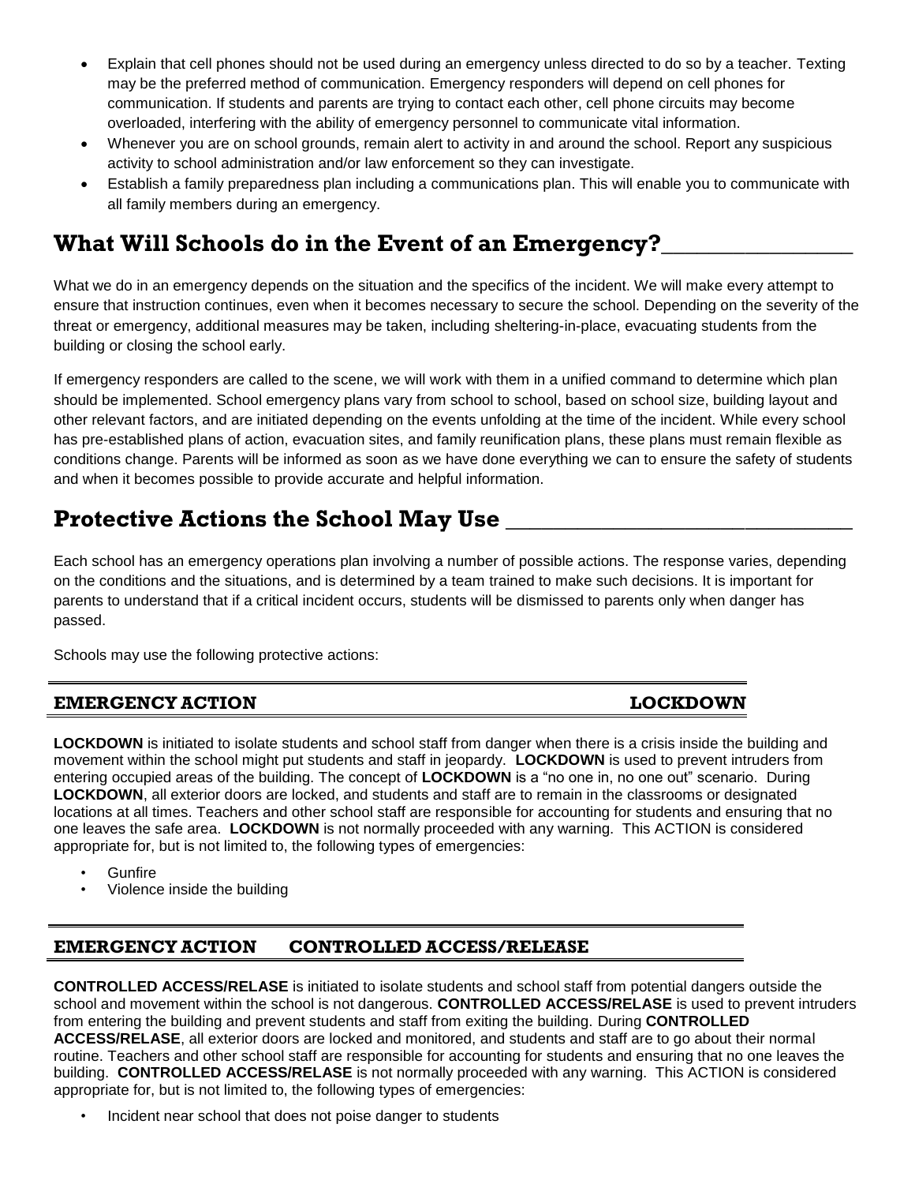- Explain that cell phones should not be used during an emergency unless directed to do so by a teacher. Texting may be the preferred method of communication. Emergency responders will depend on cell phones for communication. If students and parents are trying to contact each other, cell phone circuits may become overloaded, interfering with the ability of emergency personnel to communicate vital information.
- Whenever you are on school grounds, remain alert to activity in and around the school. Report any suspicious activity to school administration and/or law enforcement so they can investigate.
- Establish a family preparedness plan including a communications plan. This will enable you to communicate with all family members during an emergency.

## What Will Schools do in the Event of an Emergency?

What we do in an emergency depends on the situation and the specifics of the incident. We will make every attempt to ensure that instruction continues, even when it becomes necessary to secure the school. Depending on the severity of the threat or emergency, additional measures may be taken, including sheltering-in-place, evacuating students from the building or closing the school early.

If emergency responders are called to the scene, we will work with them in a unified command to determine which plan should be implemented. School emergency plans vary from school to school, based on school size, building layout and other relevant factors, and are initiated depending on the events unfolding at the time of the incident. While every school has pre-established plans of action, evacuation sites, and family reunification plans, these plans must remain flexible as conditions change. Parents will be informed as soon as we have done everything we can to ensure the safety of students and when it becomes possible to provide accurate and helpful information.

## Protective Actions the School May Use

Each school has an emergency operations plan involving a number of possible actions. The response varies, depending on the conditions and the situations, and is determined by a team trained to make such decisions. It is important for parents to understand that if a critical incident occurs, students will be dismissed to parents only when danger has passed.

Schools may use the following protective actions:

### EMERGENCY ACTION — LOCKDOWN

**LOCKDOWN** is initiated to isolate students and school staff from danger when there is a crisis inside the building and movement within the school might put students and staff in jeopardy. **LOCKDOWN** is used to prevent intruders from entering occupied areas of the building. The concept of **LOCKDOWN** is a "no one in, no one out" scenario. During **LOCKDOWN**, all exterior doors are locked, and students and staff are to remain in the classrooms or designated locations at all times. Teachers and other school staff are responsible for accounting for students and ensuring that no one leaves the safe area. **LOCKDOWN** is not normally proceeded with any warning. This ACTION is considered appropriate for, but is not limited to, the following types of emergencies:

- Gunfire
- Violence inside the building

### EMERGENCY ACTION — CONTROLLED ACCESS/RELEASE

**CONTROLLED ACCESS/RELASE** is initiated to isolate students and school staff from potential dangers outside the school and movement within the school is not dangerous. **CONTROLLED ACCESS/RELASE** is used to prevent intruders from entering the building and prevent students and staff from exiting the building. During **CONTROLLED ACCESS/RELASE**, all exterior doors are locked and monitored, and students and staff are to go about their normal routine. Teachers and other school staff are responsible for accounting for students and ensuring that no one leaves the building. **CONTROLLED ACCESS/RELASE** is not normally proceeded with any warning. This ACTION is considered appropriate for, but is not limited to, the following types of emergencies:

- Incident near school that does not poise danger to students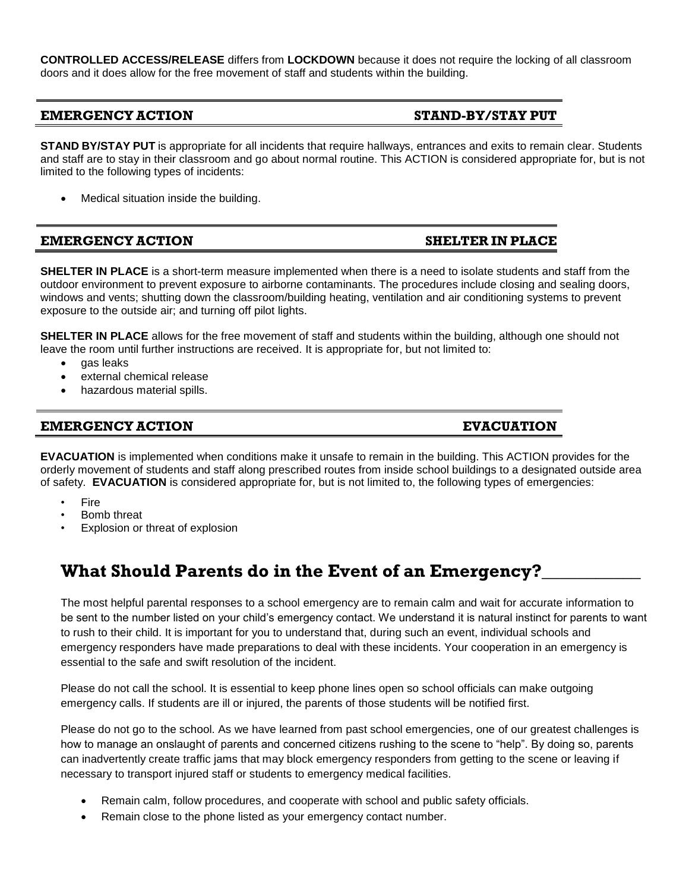**CONTROLLED ACCESS/RELEASE** differs from **LOCKDOWN** because it does not require the locking of all classroom doors and it does allow for the free movement of staff and students within the building.

## EMERGENCY ACTION — STAND-BY/STAY PUT

**STAND BY/STAY PUT** is appropriate for all incidents that require hallways, entrances and exits to remain clear. Students and staff are to stay in their classroom and go about normal routine. This ACTION is considered appropriate for, but is not limited to the following types of incidents:

- Medical situation inside the building.

## EMERGENCY ACTION — SHELTER IN PLACE

**SHELTER IN PLACE** is a short-term measure implemented when there is a need to isolate students and staff from the outdoor environment to prevent exposure to airborne contaminants. The procedures include closing and sealing doors, windows and vents; shutting down the classroom/building heating, ventilation and air conditioning systems to prevent exposure to the outside air; and turning off pilot lights.

**SHELTER IN PLACE** allows for the free movement of staff and students within the building, although one should not leave the room until further instructions are received. It is appropriate for, but not limited to:

- gas leaks
- external chemical release
- hazardous material spills.

## EMERGENCY ACTION — EVACUATION

**EVACUATION** is implemented when conditions make it unsafe to remain in the building. This ACTION provides for the orderly movement of students and staff along prescribed routes from inside school buildings to a designated outside area of safety. **EVACUATION** is considered appropriate for, but is not limited to, the following types of emergencies:

- Fire
- Bomb threat
- Explosion or threat of explosion

# What Should Parents do in the Event of an Emergency?

The most helpful parental responses to a school emergency are to remain calm and wait for accurate information to be sent to the number listed on your child's emergency contact. We understand it is natural instinct for parents to want to rush to their child. It is important for you to understand that, during such an event, individual schools and emergency responders have made preparations to deal with these incidents. Your cooperation in an emergency is essential to the safe and swift resolution of the incident.

Please do not call the school. It is essential to keep phone lines open so school officials can make outgoing emergency calls. If students are ill or injured, the parents of those students will be notified first.

Please do not go to the school. As we have learned from past school emergencies, one of our greatest challenges is how to manage an onslaught of parents and concerned citizens rushing to the scene to "help". By doing so, parents can inadvertently create traffic jams that may block emergency responders from getting to the scene or leaving if necessary to transport injured staff or students to emergency medical facilities.

- Remain calm, follow procedures, and cooperate with school and public safety officials.
- Remain close to the phone listed as your emergency contact number.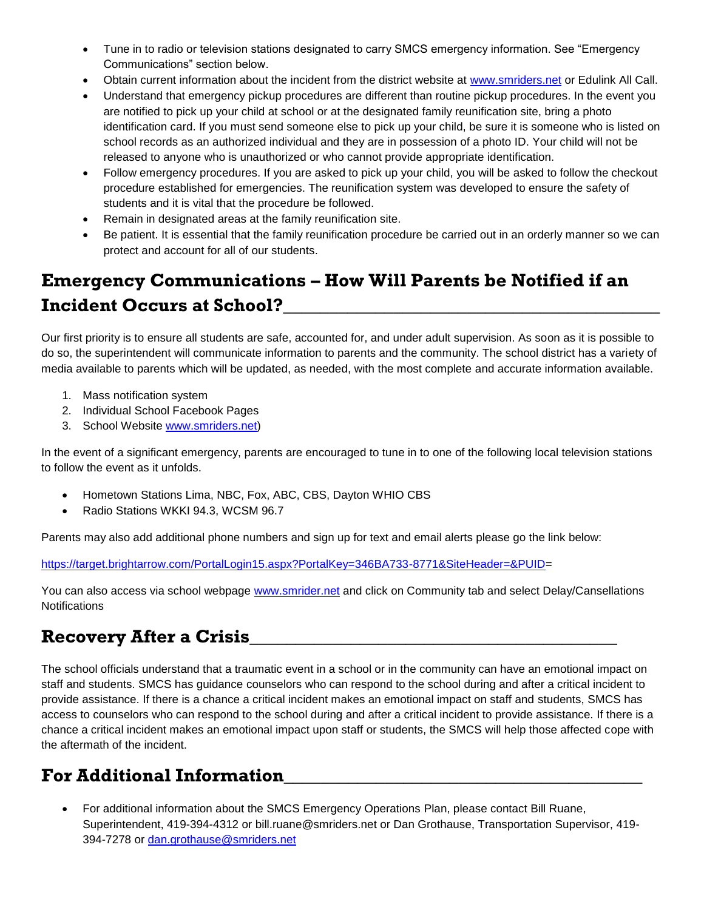- Tune in to radio or television stations designated to carry SMCS emergency information. See "Emergency Communications" section below.
- Obtain current information about the incident from the district website at www.smriders.net or Edulink All Call.
- Understand that emergency pickup procedures are different than routine pickup procedures. In the event you are notified to pick up your child at school or at the designated family reunification site, bring a photo identification card. If you must send someone else to pick up your child, be sure it is someone who is listed on school records as an authorized individual and they are in possession of a photo ID. Your child will not be released to anyone who is unauthorized or who cannot provide appropriate identification.
- Follow emergency procedures. If you are asked to pick up your child, you will be asked to follow the checkout procedure established for emergencies. The reunification system was developed to ensure the safety of students and it is vital that the procedure be followed.
- Remain in designated areas at the family reunification site.
- Be patient. It is essential that the family reunification procedure be carried out in an orderly manner so we can protect and account for all of our students.

## Emergency Communications – How Will Parents be Notified if an Incident Occurs at School?

Our first priority is to ensure all students are safe, accounted for, and under adult supervision. As soon as it is possible to do so, the superintendent will communicate information to parents and the community. The school district has a variety of media available to parents which will be updated, as needed, with the most complete and accurate information available.

1. Mass notification system
2. Individual School Facebook Pages
3. School Website www.smriders.net)

In the event of a significant emergency, parents are encouraged to tune in to one of the following local television stations to follow the event as it unfolds.

- Hometown Stations Lima, NBC, Fox, ABC, CBS, Dayton WHIO CBS
- Radio Stations WKKI 94.3, WCSM 96.7

Parents may also add additional phone numbers and sign up for text and email alerts please go the link below:

https://target.brightarrow.com/PortalLogin15.aspx?PortalKey=346BA733-8771&SiteHeader=&PUID=

You can also access via school webpage www.smrider.net and click on Community tab and select Delay/Cansellations Notifications

## Recovery After a Crisis

The school officials understand that a traumatic event in a school or in the community can have an emotional impact on staff and students. SMCS has guidance counselors who can respond to the school during and after a critical incident to provide assistance. If there is a chance a critical incident makes an emotional impact on staff and students, SMCS has access to counselors who can respond to the school during and after a critical incident to provide assistance. If there is a chance a critical incident makes an emotional impact upon staff or students, the SMCS will help those affected cope with the aftermath of the incident.

## For Additional Information

- For additional information about the SMCS Emergency Operations Plan, please contact Bill Ruane, Superintendent, 419-394-4312 or bill.ruane@smriders.net or Dan Grothause, Transportation Supervisor, 419-394-7278 or dan.grothause@smriders.net